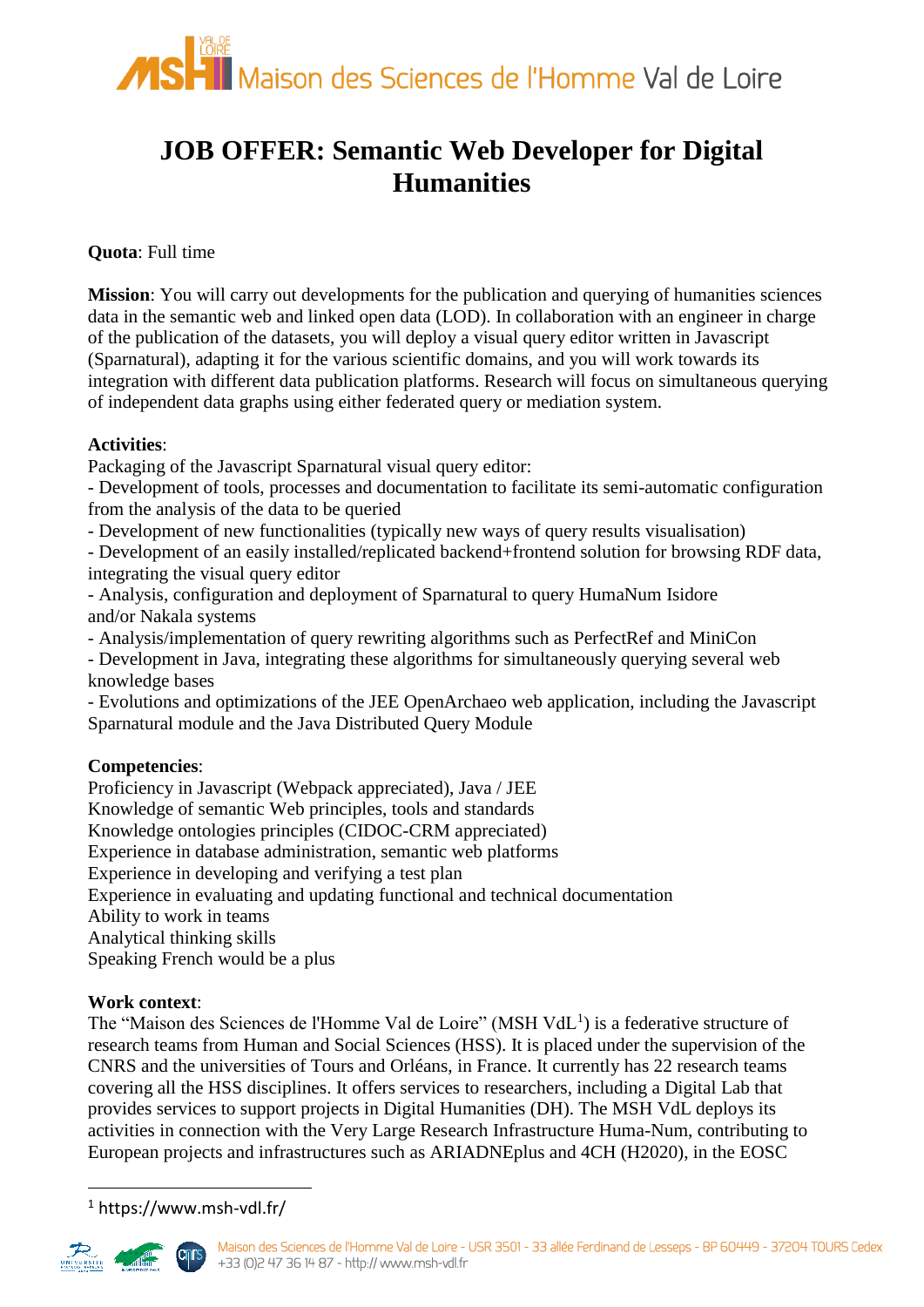# JOB OFFER: Semantic Web Developer for Digital Humanities

**Quota**: Full time

**Mission**: You will carry out developments for the publication and querying of humanities sciences data in the semantic web and linked open data (LOD). In collaboration with an engineer in charge of the publication of the datasets, you will deploy a visual query editor written in Javascript (Sparnatural), adapting it for the various scientific domains, and you will work towards its integration with different data publication platforms. Research will focus on simultaneous querying of independent data graphs using either federated query or mediation system.

**Activities**:

Packaging of the Javascript Sparnatural visual query editor:

- Development of tools, processes and documentation to facilitate its semi-automatic configuration from the analysis of the data to be queried
- Development of new functionalities (typically new ways of query results visualisation)
- Development of an easily installed/replicated backend+frontend solution for browsing RDF data, integrating the visual query editor
- Analysis, configuration and deployment of Sparnatural to query HumaNum Isidore and/or Nakala systems
- Analysis/implementation of query rewriting algorithms such as PerfectRef and MiniCon
- Development in Java, integrating these algorithms for simultaneously querying several web knowledge bases
- Evolutions and optimizations of the JEE OpenArchaeo web application, including the Javascript Sparnatural module and the Java Distributed Query Module

**Competencies**:

Proficiency in Javascript (Webpack appreciated), Java / JEE  
Knowledge of semantic Web principles, tools and standards  
Knowledge ontologies principles (CIDOC-CRM appreciated)  
Experience in database administration, semantic web platforms  
Experience in developing and verifying a test plan  
Experience in evaluating and updating functional and technical documentation  
Ability to work in teams  
Analytical thinking skills  
Speaking French would be a plus

**Work context**:

The "Maison des Sciences de l'Homme Val de Loire" (MSH VdL[1]) is a federative structure of research teams from Human and Social Sciences (HSS). It is placed under the supervision of the CNRS and the universities of Tours and Orléans, in France. It currently has 22 research teams covering all the HSS disciplines. It offers services to researchers, including a Digital Lab that provides services to support projects in Digital Humanities (DH). The MSH VdL deploys its activities in connection with the Very Large Research Infrastructure Huma-Num, contributing to European projects and infrastructures such as ARIADNEplus and 4CH (H2020), in the EOSC

[1] https://www.msh-vdl.fr/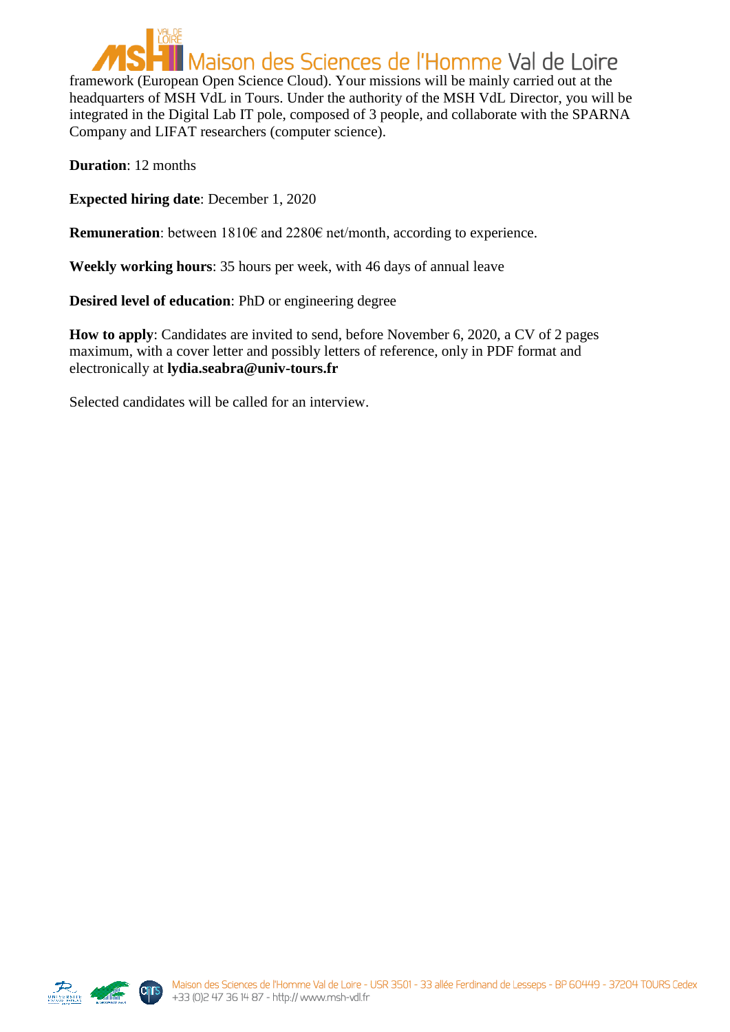framework (European Open Science Cloud). Your missions will be mainly carried out at the headquarters of MSH VdL in Tours. Under the authority of the MSH VdL Director, you will be integrated in the Digital Lab IT pole, composed of 3 people, and collaborate with the SPARNA Company and LIFAT researchers (computer science).

**Duration**: 12 months

**Expected hiring date**: December 1, 2020

**Remuneration**: between 1810€ and 2280€ net/month, according to experience.

**Weekly working hours**: 35 hours per week, with 46 days of annual leave

**Desired level of education**: PhD or engineering degree

**How to apply**: Candidates are invited to send, before November 6, 2020, a CV of 2 pages maximum, with a cover letter and possibly letters of reference, only in PDF format and electronically at **lydia.seabra@univ-tours.fr**

Selected candidates will be called for an interview.